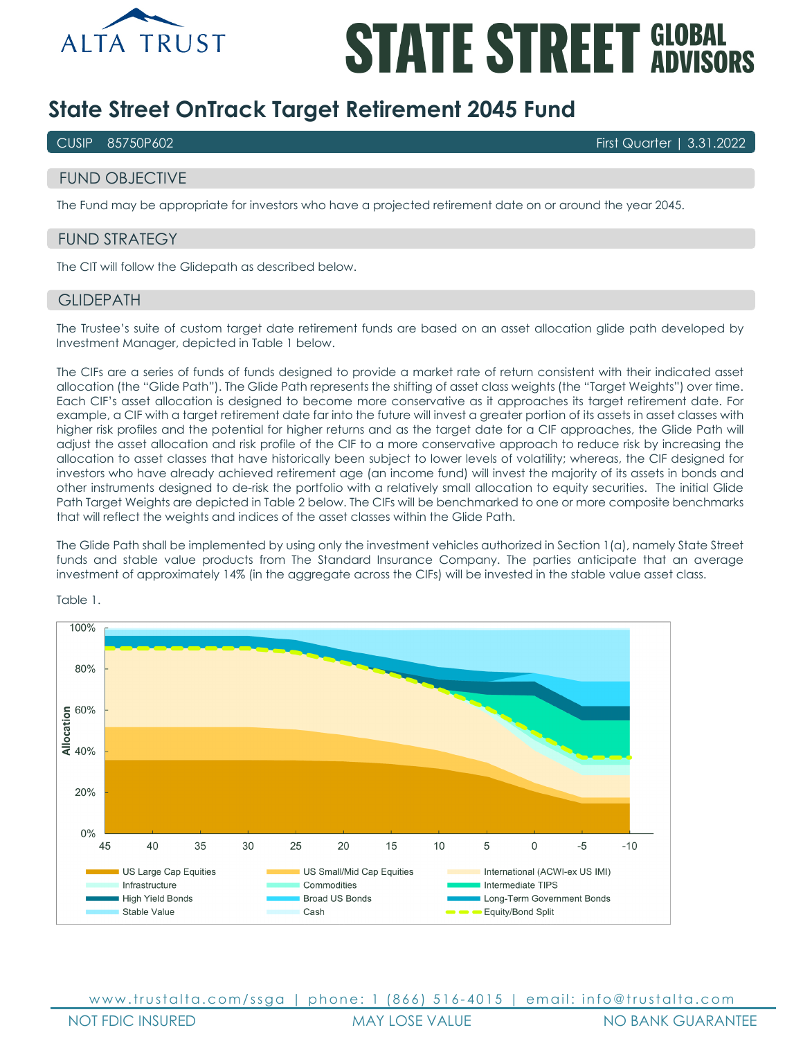# State Street OnTrack Target Retirement 2045 Fund

CUSIP 85750P602 — First Quarter | 3.31.2022

## FUND OBJECTIVE

The Fund may be appropriate for investors who have a projected retirement date on or around the year 2045.

## FUND STRATEGY

The CIT will follow the Glidepath as described below.

## GLIDEPATH

The Trustee's suite of custom target date retirement funds are based on an asset allocation glide path developed by Investment Manager, depicted in Table 1 below.

The CIFs are a series of funds of funds designed to provide a market rate of return consistent with their indicated asset allocation (the "Glide Path"). The Glide Path represents the shifting of asset class weights (the "Target Weights") over time. Each CIF's asset allocation is designed to become more conservative as it approaches its target retirement date. For example, a CIF with a target retirement date far into the future will invest a greater portion of its assets in asset classes with higher risk profiles and the potential for higher returns and as the target date for a CIF approaches, the Glide Path will adjust the asset allocation and risk profile of the CIF to a more conservative approach to reduce risk by increasing the allocation to asset classes that have historically been subject to lower levels of volatility; whereas, the CIF designed for investors who have already achieved retirement age (an income fund) will invest the majority of its assets in bonds and other instruments designed to de-risk the portfolio with a relatively small allocation to equity securities. The initial Glide Path Target Weights are depicted in Table 2 below. The CIFs will be benchmarked to one or more composite benchmarks that will reflect the weights and indices of the asset classes within the Glide Path.

The Glide Path shall be implemented by using only the investment vehicles authorized in Section 1(a), namely State Street funds and stable value products from The Standard Insurance Company. The parties anticipate that an average investment of approximately 14% (in the aggregate across the CIFs) will be invested in the stable value asset class.

Table 1.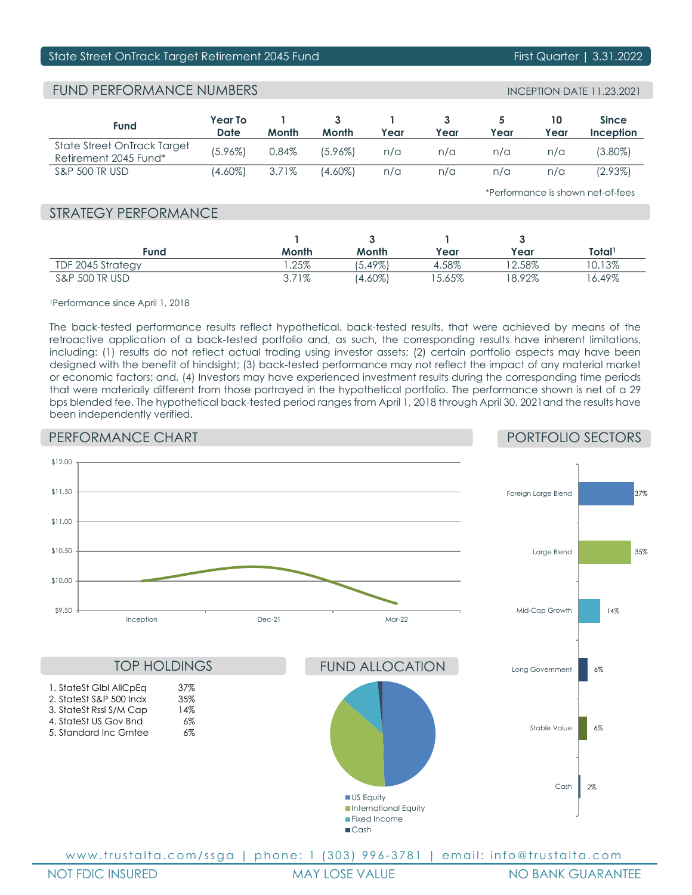State Street OnTrack Target Retirement 2045 Fund — First Quarter | 3.31.2022

## FUND PERFORMANCE NUMBERS

INCEPTION DATE 11.23.2021

| Fund | Year To Date | 1 Month | 3 Month | 1 Year | 3 Year | 5 Year | 10 Year | Since Inception |
|---|---|---|---|---|---|---|---|---|
| State Street OnTrack Target Retirement 2045 Fund* | (5.96%) | 0.84% | (5.96%) | n/a | n/a | n/a | n/a | (3.80%) |
| S&P 500 TR USD | (4.60%) | 3.71% | (4.60%) | n/a | n/a | n/a | n/a | (2.93%) |

*Performance is shown net-of-fees

## STRATEGY PERFORMANCE

| Fund | 1 Month | 3 Month | 1 Year | 3 Year | Total[1] |
|---|---|---|---|---|---|
| TDF 2045 Strategy | 1.25% | (5.49%) | 4.58% | 12.58% | 10.13% |
| S&P 500 TR USD | 3.71% | (4.60%) | 15.65% | 18.92% | 16.49% |

[1]Performance since April 1, 2018

The back-tested performance results reflect hypothetical, back-tested results, that were achieved by means of the retroactive application of a back-tested portfolio and, as such, the corresponding results have inherent limitations, including: (1) results do not reflect actual trading using investor assets; (2) certain portfolio aspects may have been designed with the benefit of hindsight; (3) back-tested performance may not reflect the impact of any material market or economic factors; and, (4) Investors may have experienced investment results during the corresponding time periods that were materially different from those portrayed in the hypothetical portfolio. The performance shown is net of a 29 bps blended fee. The hypothetical back-tested period ranges from April 1, 2018 through April 30, 2021and the results have been independently verified.

## PERFORMANCE CHART

$12.00, $11.50, $11.00, $10.50, $10.00, $9.50

Inception, Dec-21, Mar-22

## PORTFOLIO SECTORS

| Sector | % |
|---|---|
| Foreign Large Blend | 37% |
| Large Blend | 35% |
| Mid-Cap Growth | 14% |
| Long Government | 6% |
| Stable Value | 6% |
| Cash | 2% |

## TOP HOLDINGS

| Holding | % |
|---|---|
| 1. StateSt Glbl AllCpEq | 37% |
| 2. StateSt S&P 500 Indx | 35% |
| 3. StateSt Rssl S/M Cap | 14% |
| 4. StateSt US Gov Bnd | 6% |
| 5. Standard Inc Grntee | 6% |

## FUND ALLOCATION

- US Equity
- International Equity
- Fixed Income
- Cash

www.trustalta.com/ssga | phone: 1 (303) 996-3781 | email: info@trustalta.com

NOT FDIC INSURED | MAY LOSE VALUE | NO BANK GUARANTEE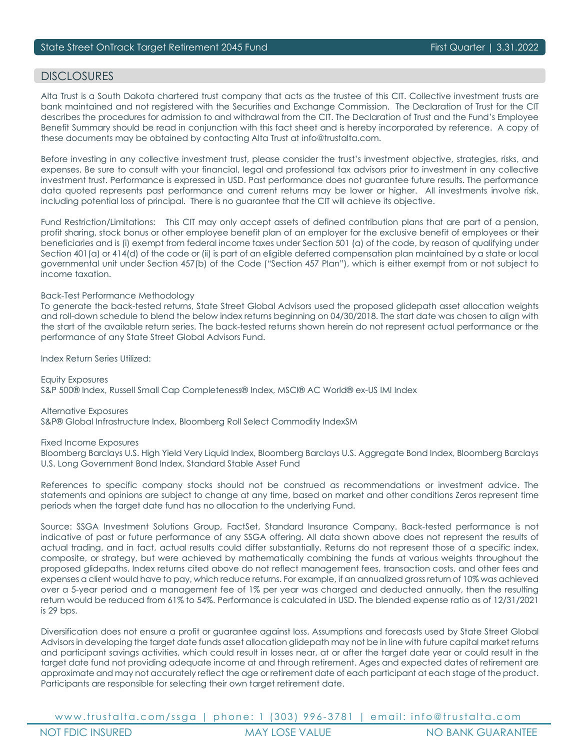## DISCLOSURES

Alta Trust is a South Dakota chartered trust company that acts as the trustee of this CIT. Collective investment trusts are bank maintained and not registered with the Securities and Exchange Commission. The Declaration of Trust for the CIT describes the procedures for admission to and withdrawal from the CIT. The Declaration of Trust and the Fund's Employee Benefit Summary should be read in conjunction with this fact sheet and is hereby incorporated by reference. A copy of these documents may be obtained by contacting Alta Trust at info@trustalta.com.

Before investing in any collective investment trust, please consider the trust's investment objective, strategies, risks, and expenses. Be sure to consult with your financial, legal and professional tax advisors prior to investment in any collective investment trust. Performance is expressed in USD. Past performance does not guarantee future results. The performance data quoted represents past performance and current returns may be lower or higher. All investments involve risk, including potential loss of principal. There is no guarantee that the CIT will achieve its objective.

Fund Restriction/Limitations: This CIT may only accept assets of defined contribution plans that are part of a pension, profit sharing, stock bonus or other employee benefit plan of an employer for the exclusive benefit of employees or their beneficiaries and is (i) exempt from federal income taxes under Section 501 (a) of the code, by reason of qualifying under Section 401(a) or 414(d) of the code or (ii) is part of an eligible deferred compensation plan maintained by a state or local governmental unit under Section 457(b) of the Code ("Section 457 Plan"), which is either exempt from or not subject to income taxation.

Back-Test Performance Methodology
To generate the back-tested returns, State Street Global Advisors used the proposed glidepath asset allocation weights and roll-down schedule to blend the below index returns beginning on 04/30/2018. The start date was chosen to align with the start of the available return series. The back-tested returns shown herein do not represent actual performance or the performance of any State Street Global Advisors Fund.

Index Return Series Utilized:

Equity Exposures
S&P 500® Index, Russell Small Cap Completeness® Index, MSCI® AC World® ex-US IMI Index

Alternative Exposures
S&P® Global Infrastructure Index, Bloomberg Roll Select Commodity IndexSM

Fixed Income Exposures
Bloomberg Barclays U.S. High Yield Very Liquid Index, Bloomberg Barclays U.S. Aggregate Bond Index, Bloomberg Barclays U.S. Long Government Bond Index, Standard Stable Asset Fund

References to specific company stocks should not be construed as recommendations or investment advice. The statements and opinions are subject to change at any time, based on market and other conditions Zeros represent time periods when the target date fund has no allocation to the underlying Fund.

Source: SSGA Investment Solutions Group, FactSet, Standard Insurance Company. Back-tested performance is not indicative of past or future performance of any SSGA offering. All data shown above does not represent the results of actual trading, and in fact, actual results could differ substantially. Returns do not represent those of a specific index, composite, or strategy, but were achieved by mathematically combining the funds at various weights throughout the proposed glidepaths. Index returns cited above do not reflect management fees, transaction costs, and other fees and expenses a client would have to pay, which reduce returns. For example, if an annualized gross return of 10% was achieved over a 5-year period and a management fee of 1% per year was charged and deducted annually, then the resulting return would be reduced from 61% to 54%. Performance is calculated in USD. The blended expense ratio as of 12/31/2021 is 29 bps.

Diversification does not ensure a profit or guarantee against loss. Assumptions and forecasts used by State Street Global Advisors in developing the target date funds asset allocation glidepath may not be in line with future capital market returns and participant savings activities, which could result in losses near, at or after the target date year or could result in the target date fund not providing adequate income at and through retirement. Ages and expected dates of retirement are approximate and may not accurately reflect the age or retirement date of each participant at each stage of the product. Participants are responsible for selecting their own target retirement date.

www.trustalta.com/ssga | phone: 1 (303) 996-3781 | email: info@trustalta.com

NOT FDIC INSURED | MAY LOSE VALUE | NO BANK GUARANTEE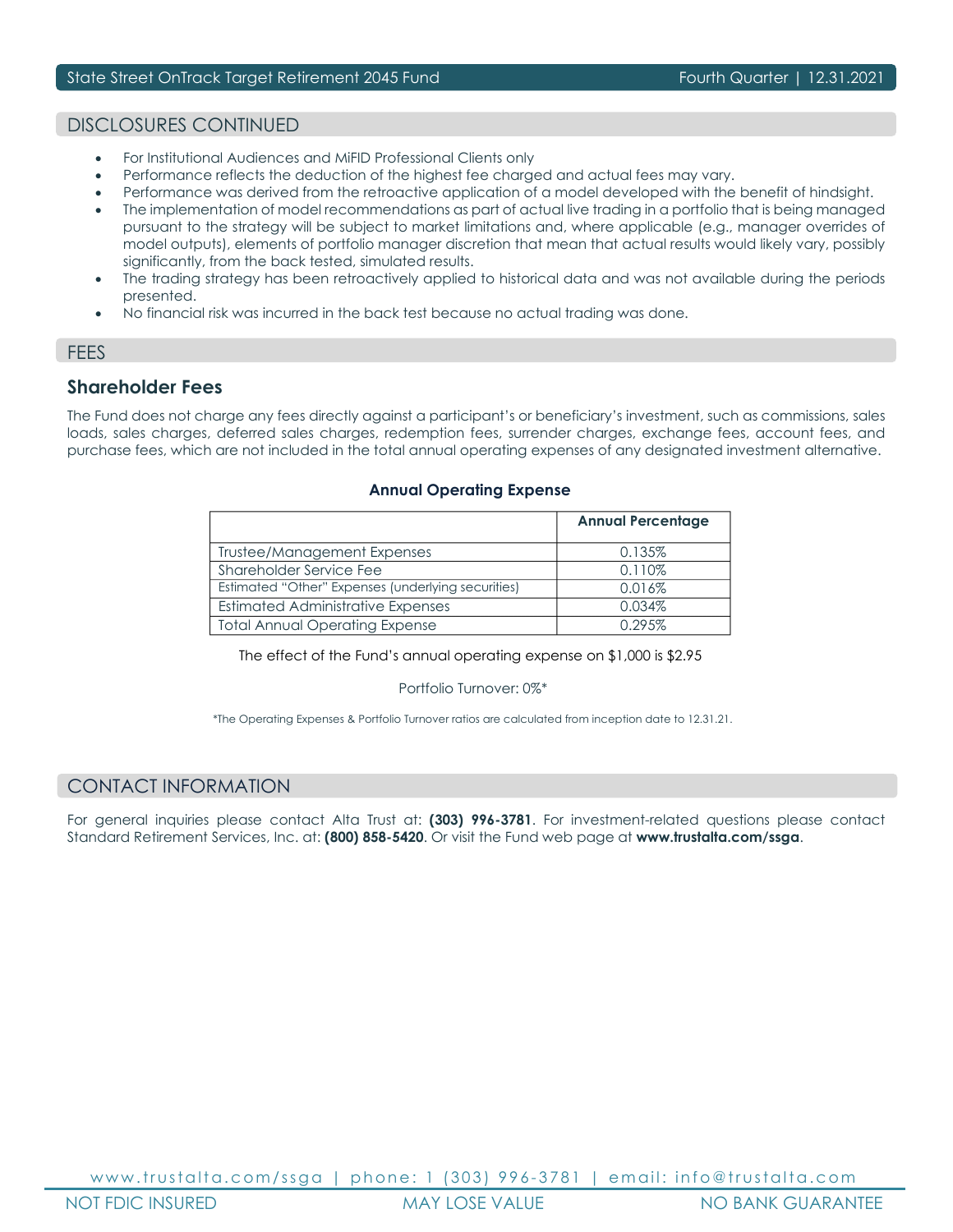## DISCLOSURES CONTINUED

- For Institutional Audiences and MiFID Professional Clients only
- Performance reflects the deduction of the highest fee charged and actual fees may vary.
- Performance was derived from the retroactive application of a model developed with the benefit of hindsight.
- The implementation of model recommendations as part of actual live trading in a portfolio that is being managed pursuant to the strategy will be subject to market limitations and, where applicable (e.g., manager overrides of model outputs), elements of portfolio manager discretion that mean that actual results would likely vary, possibly significantly, from the back tested, simulated results.
- The trading strategy has been retroactively applied to historical data and was not available during the periods presented.
- No financial risk was incurred in the back test because no actual trading was done.

## FEES

### Shareholder Fees

The Fund does not charge any fees directly against a participant's or beneficiary's investment, such as commissions, sales loads, sales charges, deferred sales charges, redemption fees, surrender charges, exchange fees, account fees, and purchase fees, which are not included in the total annual operating expenses of any designated investment alternative.

**Annual Operating Expense**

| | Annual Percentage |
|---|---|
| Trustee/Management Expenses | 0.135% |
| Shareholder Service Fee | 0.110% |
| Estimated "Other" Expenses (underlying securities) | 0.016% |
| Estimated Administrative Expenses | 0.034% |
| Total Annual Operating Expense | 0.295% |

The effect of the Fund's annual operating expense on $1,000 is $2.95

Portfolio Turnover: 0%*

*The Operating Expenses & Portfolio Turnover ratios are calculated from inception date to 12.31.21.

## CONTACT INFORMATION

For general inquiries please contact Alta Trust at: **(303) 996-3781**. For investment-related questions please contact Standard Retirement Services, Inc. at: **(800) 858-5420**. Or visit the Fund web page at **www.trustalta.com/ssga**.

NOT FDIC INSURED | MAY LOSE VALUE | NO BANK GUARANTEE